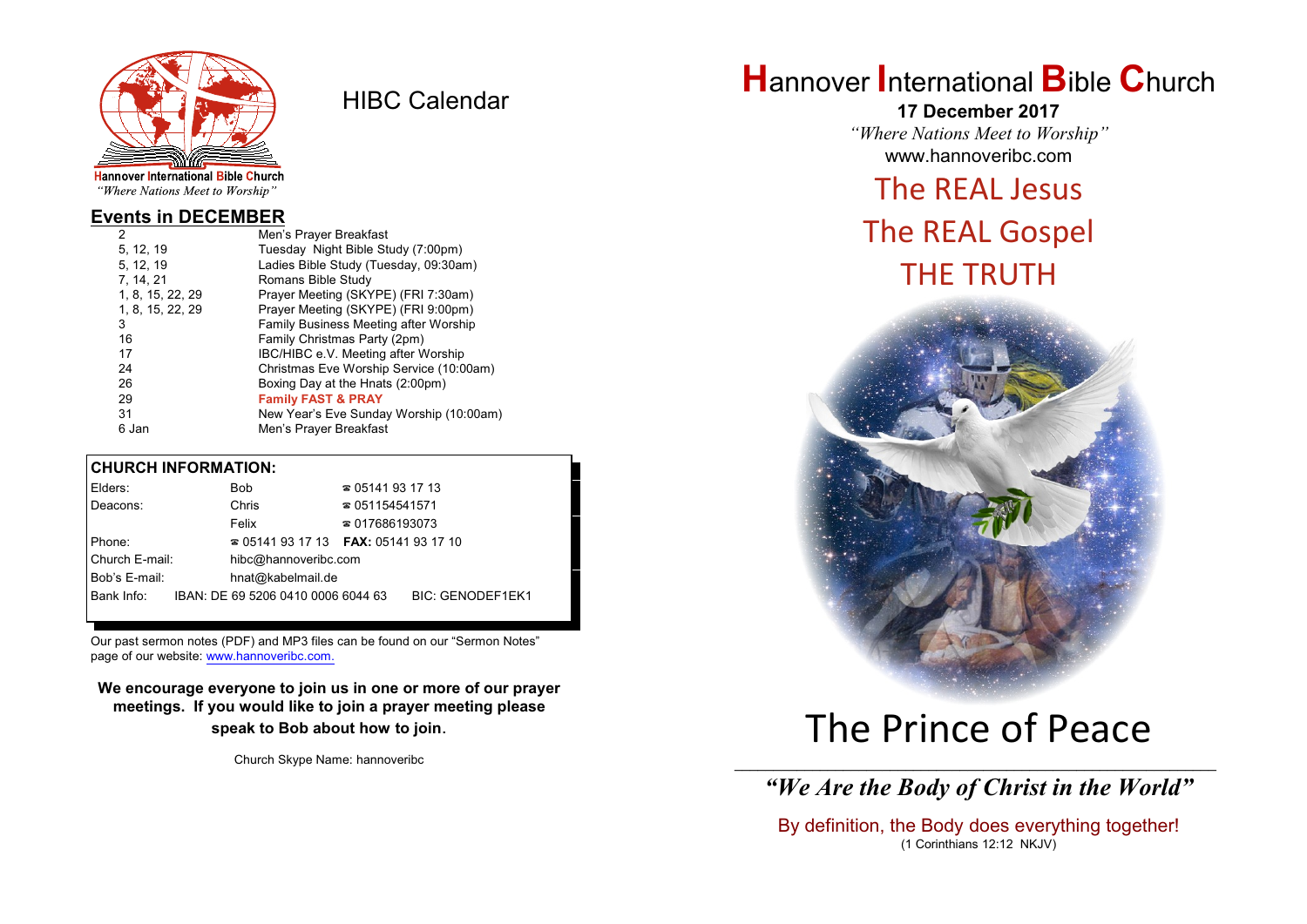Hannover International Bible Church
*"Where Nations Meet to Worship"*

# HIBC Calendar

## Events in DECEMBER

| | |
|---|---|
| 2 | Men's Prayer Breakfast |
| 5, 12, 19 | Tuesday Night Bible Study (7:00pm) |
| 5, 12, 19 | Ladies Bible Study (Tuesday, 09:30am) |
| 7, 14, 21 | Romans Bible Study |
| 1, 8, 15, 22, 29 | Prayer Meeting (SKYPE) (FRI 7:30am) |
| 1, 8, 15, 22, 29 | Prayer Meeting (SKYPE) (FRI 9:00pm) |
| 3 | Family Business Meeting after Worship |
| 16 | Family Christmas Party (2pm) |
| 17 | IBC/HIBC e.V. Meeting after Worship |
| 24 | Christmas Eve Worship Service (10:00am) |
| 26 | Boxing Day at the Hnats (2:00pm) |
| 29 | **Family FAST & PRAY** |
| 31 | New Year's Eve Sunday Worship (10:00am) |
| 6 Jan | Men's Prayer Breakfast |

### CHURCH INFORMATION:

| | | |
|---|---|---|
| Elders: | Bob | ☎ 05141 93 17 13 |
| Deacons: | Chris | ☎ 051154541571 |
| | Felix | ☎ 017686193073 |
| Phone: | ☎ 05141 93 17 13 | **FAX:** 05141 93 17 10 |
| Church E-mail: | hibc@hannoveribc.com | |
| Bob's E-mail: | hnat@kabelmail.de | |
| Bank Info: | IBAN: DE 69 5206 0410 0006 6044 63 | BIC: GENODEF1EK1 |

Our past sermon notes (PDF) and MP3 files can be found on our "Sermon Notes" page of our website: www.hannoveribc.com.

**We encourage everyone to join us in one or more of our prayer meetings. If you would like to join a prayer meeting please speak to Bob about how to join.**

Church Skype Name: hannoveribc

# Hannover International Bible Church

**17 December 2017**

*"Where Nations Meet to Worship"*

www.hannoveribc.com

## The REAL Jesus
## The REAL Gospel
## THE TRUTH

# The Prince of Peace

***"We Are the Body of Christ in the World"***

By definition, the Body does everything together!
(1 Corinthians 12:12 NKJV)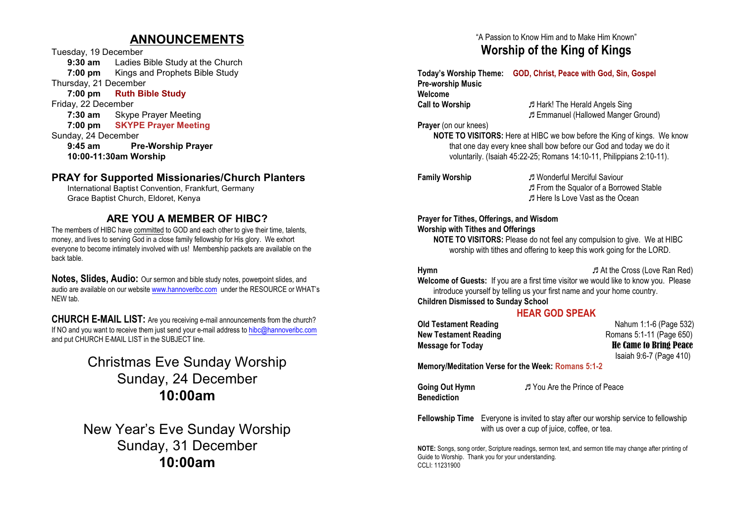# ANNOUNCEMENTS

Tuesday, 19 December

- **9:30 am** Ladies Bible Study at the Church
- **7:00 pm** Kings and Prophets Bible Study

Thursday, 21 December

- **7:00 pm** **Ruth Bible Study**

Friday, 22 December

- **7:30 am** Skype Prayer Meeting
- **7:00 pm** **SKYPE Prayer Meeting**

Sunday, 24 December

- **9:45 am** **Pre-Worship Prayer**
- **10:00-11:30am Worship**

## PRAY for Supported Missionaries/Church Planters

International Baptist Convention, Frankfurt, Germany
Grace Baptist Church, Eldoret, Kenya

## ARE YOU A MEMBER OF HIBC?

The members of HIBC have committed to GOD and each other to give their time, talents, money, and lives to serving God in a close family fellowship for His glory. We exhort everyone to become intimately involved with us! Membership packets are available on the back table.

**Notes, Slides, Audio:** Our sermon and bible study notes, powerpoint slides, and audio are available on our website www.hannoveribc.com under the RESOURCE or WHAT's NEW tab.

**CHURCH E-MAIL LIST:** Are you receiving e-mail announcements from the church? If NO and you want to receive them just send your e-mail address to hibc@hannoveribc.com and put CHURCH E-MAIL LIST in the SUBJECT line.

Christmas Eve Sunday Worship
Sunday, 24 December
**10:00am**

New Year's Eve Sunday Worship
Sunday, 31 December
**10:00am**

"A Passion to Know Him and to Make Him Known"

# Worship of the King of Kings

**Today's Worship Theme:** **GOD, Christ, Peace with God, Sin, Gospel**

**Pre-worship Music**

**Welcome**

**Call to Worship** ♫ Hark! The Herald Angels Sing
♫ Emmanuel (Hallowed Manger Ground)

**Prayer** (on our knees)

**NOTE TO VISITORS:** Here at HIBC we bow before the King of kings. We know that one day every knee shall bow before our God and today we do it voluntarily. (Isaiah 45:22-25; Romans 14:10-11, Philippians 2:10-11).

**Family Worship** ♫ Wonderful Merciful Saviour
♫ From the Squalor of a Borrowed Stable
♫ Here Is Love Vast as the Ocean

**Prayer for Tithes, Offerings, and Wisdom**

**Worship with Tithes and Offerings**

**NOTE TO VISITORS:** Please do not feel any compulsion to give. We at HIBC worship with tithes and offering to keep this work going for the LORD.

**Hymn** ♫ At the Cross (Love Ran Red)

**Welcome of Guests:** If you are a first time visitor we would like to know you. Please introduce yourself by telling us your first name and your home country.

**Children Dismissed to Sunday School**

## HEAR GOD SPEAK

**Old Testament Reading** Nahum 1:1-6 (Page 532)

**New Testament Reading** Romans 5:1-11 (Page 650)

**Message for Today** **He Came to Bring Peace**
Isaiah 9:6-7 (Page 410)

**Memory/Meditation Verse for the Week:** **Romans 5:1-2**

**Going Out Hymn** ♫ You Are the Prince of Peace

**Benediction**

**Fellowship Time** Everyone is invited to stay after our worship service to fellowship with us over a cup of juice, coffee, or tea.

**NOTE:** Songs, song order, Scripture readings, sermon text, and sermon title may change after printing of Guide to Worship. Thank you for your understanding.
CCLI: 11231900